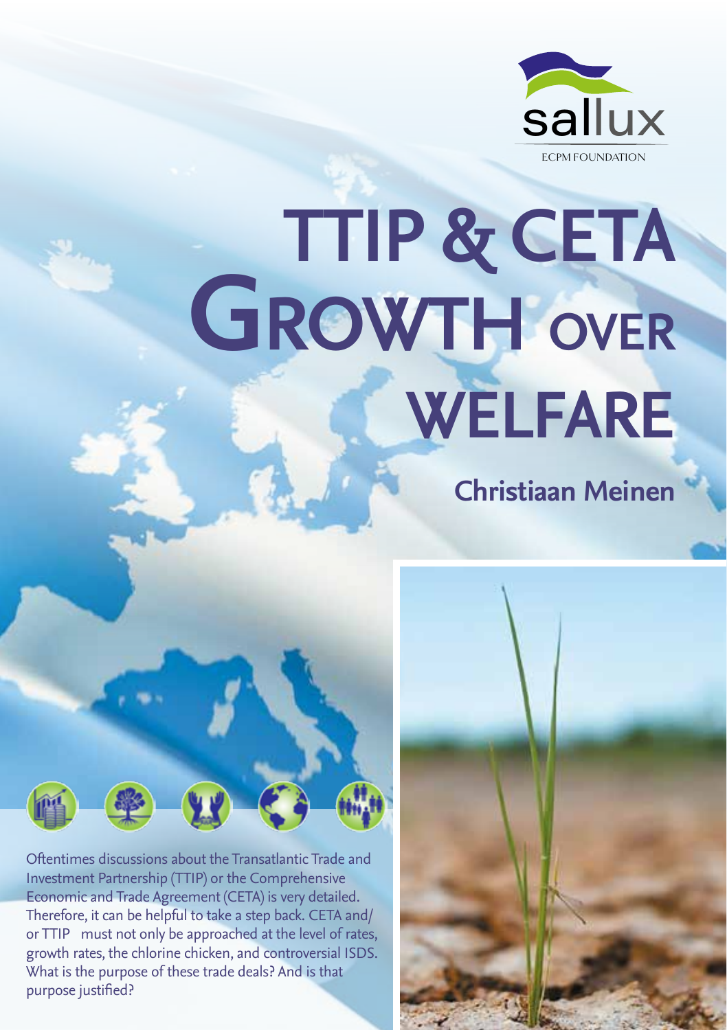sallux

ECPM FOUNDATION

# TTIP & CETA GROWTH OVER WELFARE

## Christiaan Meinen

Oftentimes discussions about the Transatlantic Trade and Investment Partnership (TTIP) or the Comprehensive Economic and Trade Agreement (CETA) is very detailed. Therefore, it can be helpful to take a step back. CETA and/or TTIP must not only be approached at the level of rates, growth rates, the chlorine chicken, and controversial ISDS. What is the purpose of these trade deals? And is that purpose justified?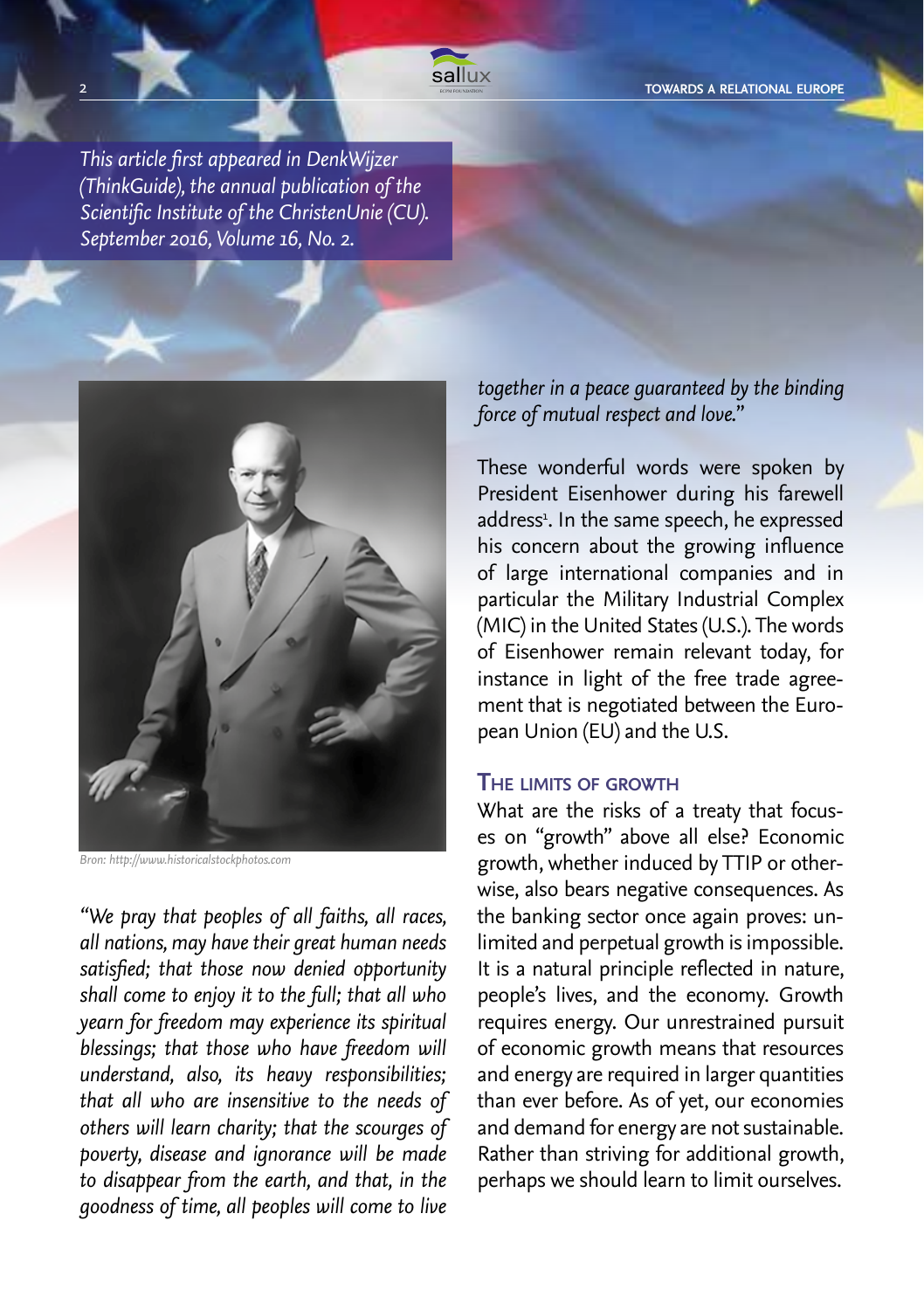*This article first appeared in DenkWijzer (ThinkGuide), the annual publication of the Scientific Institute of the ChristenUnie (CU). September 2016, Volume 16, No. 2.*

Bron: http://www.historicalstockphotos.com

*"We pray that peoples of all faiths, all races, all nations, may have their great human needs satisfied; that those now denied opportunity shall come to enjoy it to the full; that all who yearn for freedom may experience its spiritual blessings; that those who have freedom will understand, also, its heavy responsibilities; that all who are insensitive to the needs of others will learn charity; that the scourges of poverty, disease and ignorance will be made to disappear from the earth, and that, in the goodness of time, all peoples will come to live together in a peace guaranteed by the binding force of mutual respect and love."*

These wonderful words were spoken by President Eisenhower during his farewell address[1]. In the same speech, he expressed his concern about the growing influence of large international companies and in particular the Military Industrial Complex (MIC) in the United States (U.S.). The words of Eisenhower remain relevant today, for instance in light of the free trade agreement that is negotiated between the European Union (EU) and the U.S.

## The limits of growth

What are the risks of a treaty that focuses on "growth" above all else? Economic growth, whether induced by TTIP or otherwise, also bears negative consequences. As the banking sector once again proves: unlimited and perpetual growth is impossible. It is a natural principle reflected in nature, people's lives, and the economy. Growth requires energy. Our unrestrained pursuit of economic growth means that resources and energy are required in larger quantities than ever before. As of yet, our economies and demand for energy are not sustainable. Rather than striving for additional growth, perhaps we should learn to limit ourselves.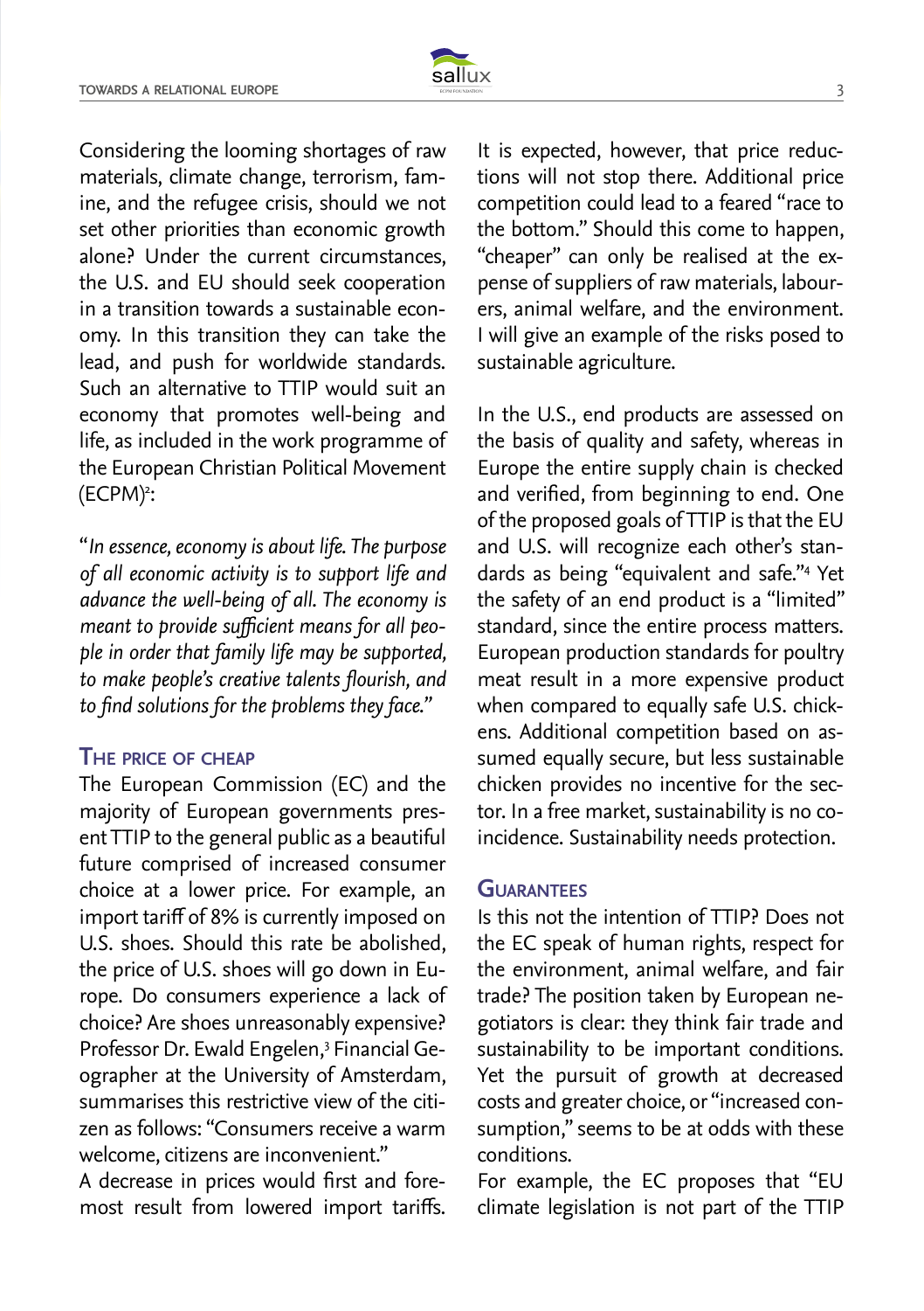Considering the looming shortages of raw materials, climate change, terrorism, famine, and the refugee crisis, should we not set other priorities than economic growth alone? Under the current circumstances, the U.S. and EU should seek cooperation in a transition towards a sustainable economy. In this transition they can take the lead, and push for worldwide standards. Such an alternative to TTIP would suit an economy that promotes well-being and life, as included in the work programme of the European Christian Political Movement (ECPM)[2]:

"*In essence, economy is about life. The purpose of all economic activity is to support life and advance the well-being of all. The economy is meant to provide sufficient means for all people in order that family life may be supported, to make people's creative talents flourish, and to find solutions for the problems they face.*"

## The price of cheap

The European Commission (EC) and the majority of European governments present TTIP to the general public as a beautiful future comprised of increased consumer choice at a lower price. For example, an import tariff of 8% is currently imposed on U.S. shoes. Should this rate be abolished, the price of U.S. shoes will go down in Europe. Do consumers experience a lack of choice? Are shoes unreasonably expensive? Professor Dr. Ewald Engelen,[3] Financial Geographer at the University of Amsterdam, summarises this restrictive view of the citizen as follows: "Consumers receive a warm welcome, citizens are inconvenient."

A decrease in prices would first and foremost result from lowered import tariffs. It is expected, however, that price reductions will not stop there. Additional price competition could lead to a feared "race to the bottom." Should this come to happen, "cheaper" can only be realised at the expense of suppliers of raw materials, labourers, animal welfare, and the environment. I will give an example of the risks posed to sustainable agriculture.

In the U.S., end products are assessed on the basis of quality and safety, whereas in Europe the entire supply chain is checked and verified, from beginning to end. One of the proposed goals of TTIP is that the EU and U.S. will recognize each other's standards as being "equivalent and safe."[4] Yet the safety of an end product is a "limited" standard, since the entire process matters. European production standards for poultry meat result in a more expensive product when compared to equally safe U.S. chickens. Additional competition based on assumed equally secure, but less sustainable chicken provides no incentive for the sector. In a free market, sustainability is no coincidence. Sustainability needs protection.

## Guarantees

Is this not the intention of TTIP? Does not the EC speak of human rights, respect for the environment, animal welfare, and fair trade? The position taken by European negotiators is clear: they think fair trade and sustainability to be important conditions. Yet the pursuit of growth at decreased costs and greater choice, or "increased consumption," seems to be at odds with these conditions.

For example, the EC proposes that "EU climate legislation is not part of the TTIP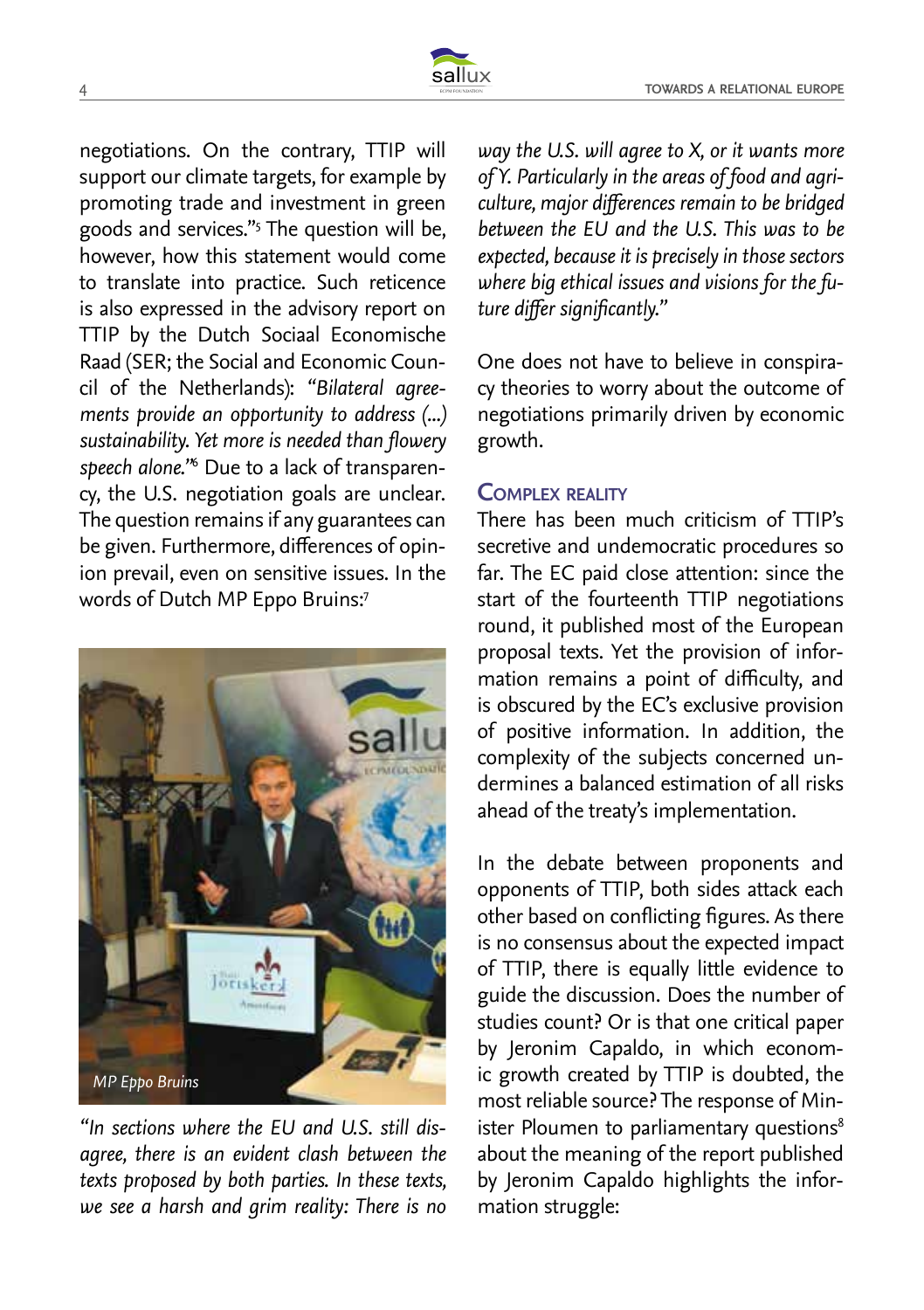negotiations. On the contrary, TTIP will support our climate targets, for example by promoting trade and investment in green goods and services."[5] The question will be, however, how this statement would come to translate into practice. Such reticence is also expressed in the advisory report on TTIP by the Dutch Sociaal Economische Raad (SER; the Social and Economic Council of the Netherlands): *"Bilateral agreements provide an opportunity to address (...) sustainability. Yet more is needed than flowery speech alone."*[6] Due to a lack of transparency, the U.S. negotiation goals are unclear. The question remains if any guarantees can be given. Furthermore, differences of opinion prevail, even on sensitive issues. In the words of Dutch MP Eppo Bruins:[7]

*MP Eppo Bruins*

*"In sections where the EU and U.S. still disagree, there is an evident clash between the texts proposed by both parties. In these texts, we see a harsh and grim reality: There is no way the U.S. will agree to X, or it wants more of Y. Particularly in the areas of food and agriculture, major differences remain to be bridged between the EU and the U.S. This was to be expected, because it is precisely in those sectors where big ethical issues and visions for the future differ significantly."*

One does not have to believe in conspiracy theories to worry about the outcome of negotiations primarily driven by economic growth.

## Complex reality

There has been much criticism of TTIP's secretive and undemocratic procedures so far. The EC paid close attention: since the start of the fourteenth TTIP negotiations round, it published most of the European proposal texts. Yet the provision of information remains a point of difficulty, and is obscured by the EC's exclusive provision of positive information. In addition, the complexity of the subjects concerned undermines a balanced estimation of all risks ahead of the treaty's implementation.

In the debate between proponents and opponents of TTIP, both sides attack each other based on conflicting figures. As there is no consensus about the expected impact of TTIP, there is equally little evidence to guide the discussion. Does the number of studies count? Or is that one critical paper by Jeronim Capaldo, in which economic growth created by TTIP is doubted, the most reliable source? The response of Minister Ploumen to parliamentary questions[8] about the meaning of the report published by Jeronim Capaldo highlights the information struggle: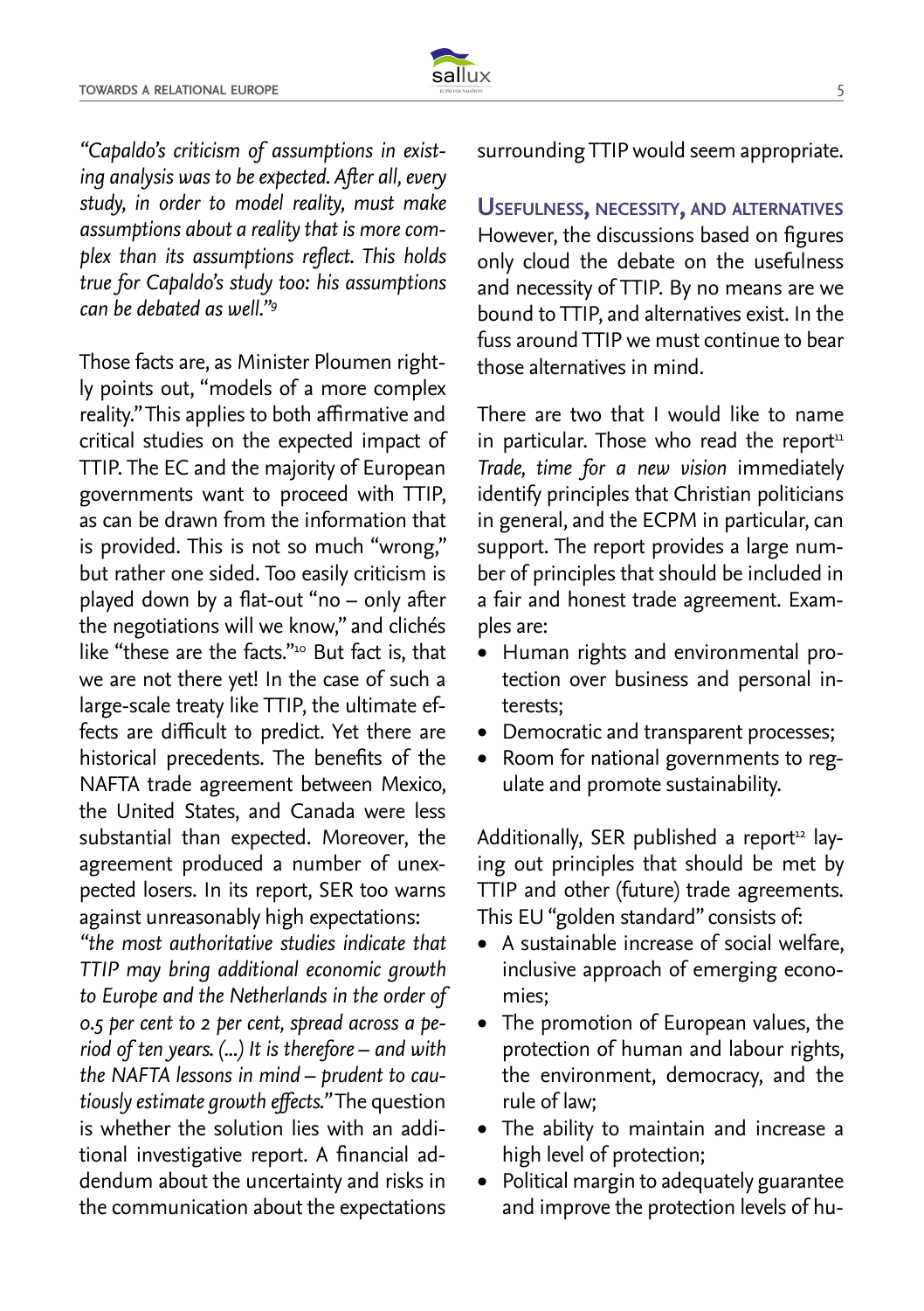*"Capaldo's criticism of assumptions in existing analysis was to be expected. After all, every study, in order to model reality, must make assumptions about a reality that is more complex than its assumptions reflect. This holds true for Capaldo's study too: his assumptions can be debated as well."*[9]

Those facts are, as Minister Ploumen rightly points out, "models of a more complex reality." This applies to both affirmative and critical studies on the expected impact of TTIP. The EC and the majority of European governments want to proceed with TTIP, as can be drawn from the information that is provided. This is not so much "wrong," but rather one sided. Too easily criticism is played down by a flat-out "no – only after the negotiations will we know," and clichés like "these are the facts."[10] But fact is, that we are not there yet! In the case of such a large-scale treaty like TTIP, the ultimate effects are difficult to predict. Yet there are historical precedents. The benefits of the NAFTA trade agreement between Mexico, the United States, and Canada were less substantial than expected. Moreover, the agreement produced a number of unexpected losers. In its report, SER too warns against unreasonably high expectations:
*"the most authoritative studies indicate that TTIP may bring additional economic growth to Europe and the Netherlands in the order of 0.5 per cent to 2 per cent, spread across a period of ten years. (...) It is therefore – and with the NAFTA lessons in mind – prudent to cautiously estimate growth effects."* The question is whether the solution lies with an additional investigative report. A financial addendum about the uncertainty and risks in the communication about the expectations surrounding TTIP would seem appropriate.

## Usefulness, necessity, and alternatives

However, the discussions based on figures only cloud the debate on the usefulness and necessity of TTIP. By no means are we bound to TTIP, and alternatives exist. In the fuss around TTIP we must continue to bear those alternatives in mind.

There are two that I would like to name in particular. Those who read the report[11] *Trade, time for a new vision* immediately identify principles that Christian politicians in general, and the ECPM in particular, can support. The report provides a large number of principles that should be included in a fair and honest trade agreement. Examples are:

- Human rights and environmental protection over business and personal interests;
- Democratic and transparent processes;
- Room for national governments to regulate and promote sustainability.

Additionally, SER published a report[12] laying out principles that should be met by TTIP and other (future) trade agreements. This EU "golden standard" consists of:

- A sustainable increase of social welfare, inclusive approach of emerging economies;
- The promotion of European values, the protection of human and labour rights, the environment, democracy, and the rule of law;
- The ability to maintain and increase a high level of protection;
- Political margin to adequately guarantee and improve the protection levels of hu-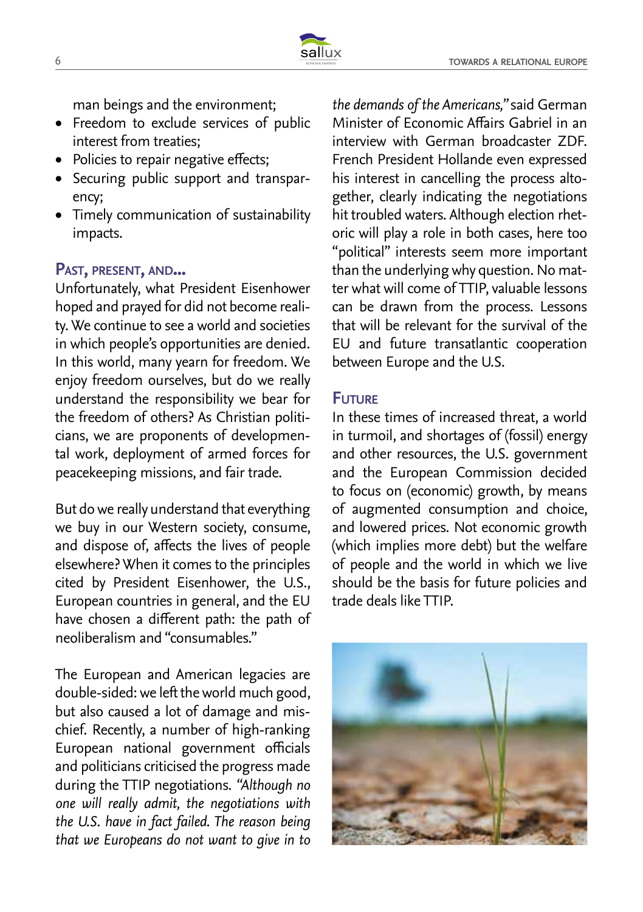man beings and the environment;

- Freedom to exclude services of public interest from treaties;
- Policies to repair negative effects;
- Securing public support and transparency;
- Timely communication of sustainability impacts.

## Past, present, and...

Unfortunately, what President Eisenhower hoped and prayed for did not become reality. We continue to see a world and societies in which people's opportunities are denied. In this world, many yearn for freedom. We enjoy freedom ourselves, but do we really understand the responsibility we bear for the freedom of others? As Christian politicians, we are proponents of developmental work, deployment of armed forces for peacekeeping missions, and fair trade.

But do we really understand that everything we buy in our Western society, consume, and dispose of, affects the lives of people elsewhere? When it comes to the principles cited by President Eisenhower, the U.S., European countries in general, and the EU have chosen a different path: the path of neoliberalism and "consumables."

The European and American legacies are double-sided: we left the world much good, but also caused a lot of damage and mischief. Recently, a number of high-ranking European national government officials and politicians criticised the progress made during the TTIP negotiations. *"Although no one will really admit, the negotiations with the U.S. have in fact failed. The reason being that we Europeans do not want to give in to the demands of the Americans,"* said German Minister of Economic Affairs Gabriel in an interview with German broadcaster ZDF. French President Hollande even expressed his interest in cancelling the process altogether, clearly indicating the negotiations hit troubled waters. Although election rhetoric will play a role in both cases, here too "political" interests seem more important than the underlying why question. No matter what will come of TTIP, valuable lessons can be drawn from the process. Lessons that will be relevant for the survival of the EU and future transatlantic cooperation between Europe and the U.S.

## Future

In these times of increased threat, a world in turmoil, and shortages of (fossil) energy and other resources, the U.S. government and the European Commission decided to focus on (economic) growth, by means of augmented consumption and choice, and lowered prices. Not economic growth (which implies more debt) but the welfare of people and the world in which we live should be the basis for future policies and trade deals like TTIP.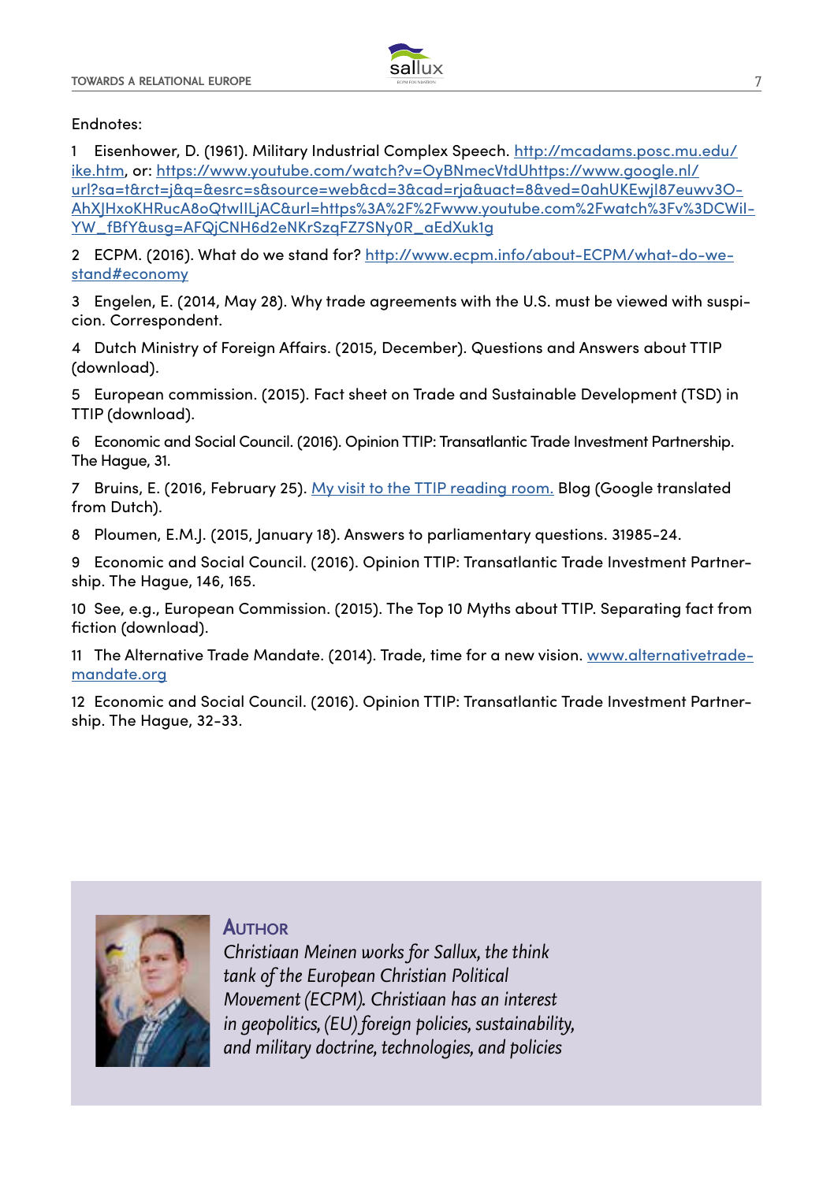Endnotes:

1 Eisenhower, D. (1961). Military Industrial Complex Speech. http://mcadams.posc.mu.edu/ike.htm, or: https://www.youtube.com/watch?v=OyBNmecVtdUhttps://www.google.nl/url?sa=t&rct=j&q=&esrc=s&source=web&cd=3&cad=rja&uact=8&ved=0ahUKEwjl87euwv3O-AhXJHxoKHRucA8oQtwIILjAC&url=https%3A%2F%2Fwww.youtube.com%2Fwatch%3Fv%3DCWil-YW_fBfY&usg=AFQjCNH6d2eNKrSzqFZ7SNy0R_aEdXuk1g

2 ECPM. (2016). What do we stand for? http://www.ecpm.info/about-ECPM/what-do-we-stand#economy

3 Engelen, E. (2014, May 28). Why trade agreements with the U.S. must be viewed with suspicion. Correspondent.

4 Dutch Ministry of Foreign Affairs. (2015, December). Questions and Answers about TTIP (download).

5 European commission. (2015). Fact sheet on Trade and Sustainable Development (TSD) in TTIP (download).

6 Economic and Social Council. (2016). Opinion TTIP: Transatlantic Trade Investment Partnership. The Hague, 31.

7 Bruins, E. (2016, February 25). My visit to the TTIP reading room. Blog (Google translated from Dutch).

8 Ploumen, E.M.J. (2015, January 18). Answers to parliamentary questions. 31985-24.

9 Economic and Social Council. (2016). Opinion TTIP: Transatlantic Trade Investment Partnership. The Hague, 146, 165.

10 See, e.g., European Commission. (2015). The Top 10 Myths about TTIP. Separating fact from fiction (download).

11 The Alternative Trade Mandate. (2014). Trade, time for a new vision. www.alternativetrade-mandate.org

12 Economic and Social Council. (2016). Opinion TTIP: Transatlantic Trade Investment Partnership. The Hague, 32-33.

## Author

*Christiaan Meinen works for Sallux, the think tank of the European Christian Political Movement (ECPM). Christiaan has an interest in geopolitics, (EU) foreign policies, sustainability, and military doctrine, technologies, and policies*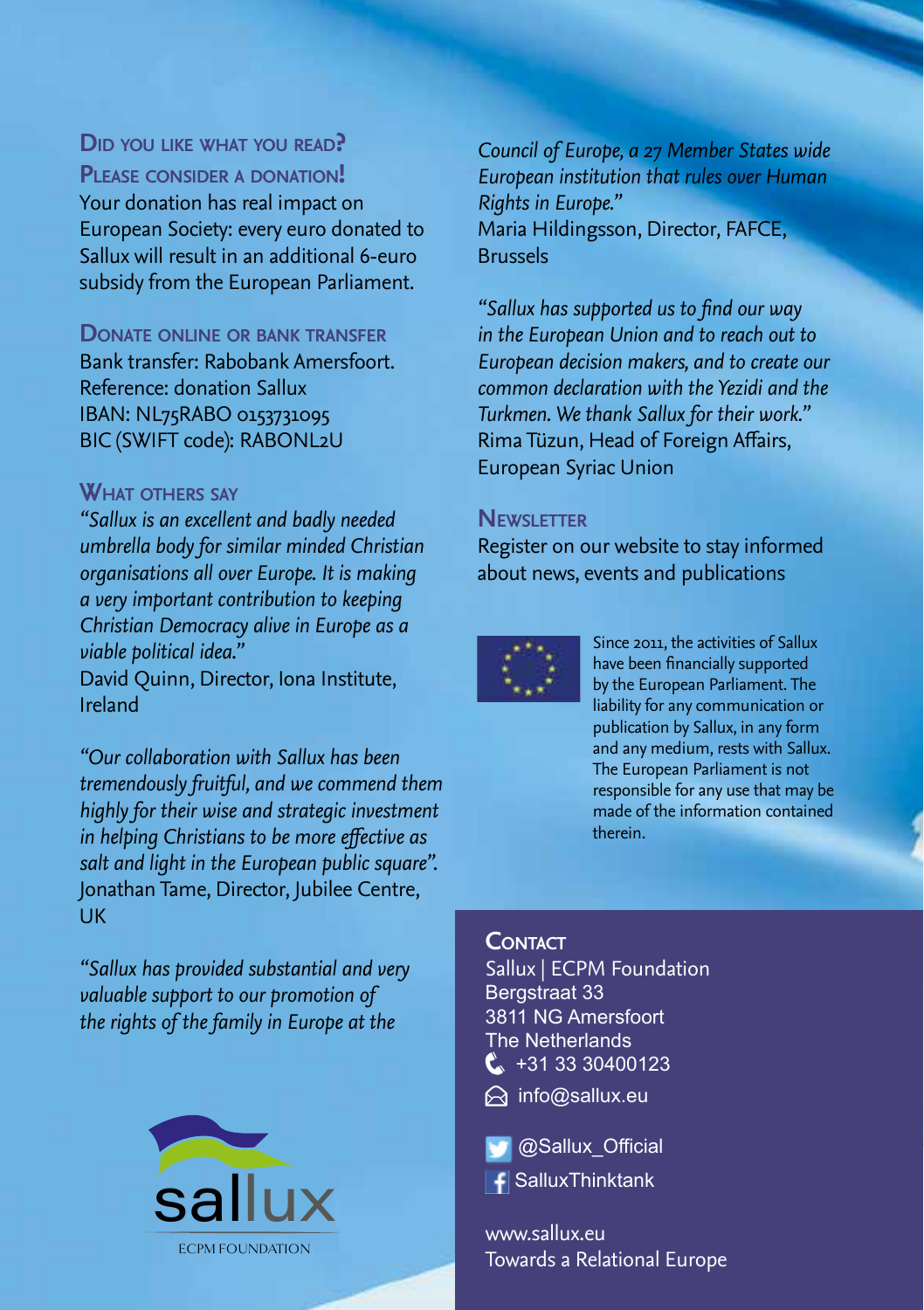## Did you like what you read? Please consider a donation!

Your donation has real impact on European Society: every euro donated to Sallux will result in an additional 6-euro subsidy from the European Parliament.

## Donate online or bank transfer

Bank transfer: Rabobank Amersfoort.
Reference: donation Sallux
IBAN: NL75RABO 0153731095
BIC (SWIFT code): RABONL2U

## What others say

*"Sallux is an excellent and badly needed umbrella body for similar minded Christian organisations all over Europe. It is making a very important contribution to keeping Christian Democracy alive in Europe as a viable political idea."*
David Quinn, Director, Iona Institute, Ireland

*"Our collaboration with Sallux has been tremendously fruitful, and we commend them highly for their wise and strategic investment in helping Christians to be more effective as salt and light in the European public square".*
Jonathan Tame, Director, Jubilee Centre, UK

*"Sallux has provided substantial and very valuable support to our promotion of the rights of the family in Europe at the Council of Europe, a 27 Member States wide European institution that rules over Human Rights in Europe."*
Maria Hildingsson, Director, FAFCE, Brussels

*"Sallux has supported us to find our way in the European Union and to reach out to European decision makers, and to create our common declaration with the Yezidi and the Turkmen. We thank Sallux for their work."*
Rima Tüzun, Head of Foreign Affairs, European Syriac Union

## Newsletter

Register on our website to stay informed about news, events and publications

Since 2011, the activities of Sallux have been financially supported by the European Parliament. The liability for any communication or publication by Sallux, in any form and any medium, rests with Sallux. The European Parliament is not responsible for any use that may be made of the information contained therein.

sallux
ECPM FOUNDATION

## Contact

Sallux | ECPM Foundation
Bergstraat 33
3811 NG Amersfoort
The Netherlands
+31 33 30400123
info@sallux.eu

@Sallux_Official
SalluxThinktank

www.sallux.eu
Towards a Relational Europe